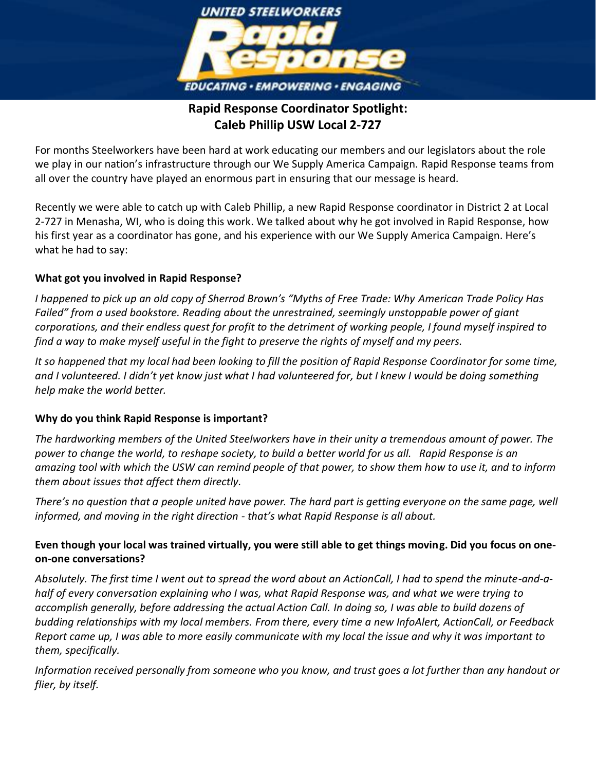UNITED STEELWORKERS

Rapid Response

EDUCATING • EMPOWERING • ENGAGING

## Rapid Response Coordinator Spotlight: Caleb Phillip USW Local 2-727

For months Steelworkers have been hard at work educating our members and our legislators about the role we play in our nation's infrastructure through our We Supply America Campaign. Rapid Response teams from all over the country have played an enormous part in ensuring that our message is heard.

Recently we were able to catch up with Caleb Phillip, a new Rapid Response coordinator in District 2 at Local 2-727 in Menasha, WI, who is doing this work. We talked about why he got involved in Rapid Response, how his first year as a coordinator has gone, and his experience with our We Supply America Campaign. Here's what he had to say:

**What got you involved in Rapid Response?**

*I happened to pick up an old copy of Sherrod Brown's "Myths of Free Trade: Why American Trade Policy Has Failed" from a used bookstore. Reading about the unrestrained, seemingly unstoppable power of giant corporations, and their endless quest for profit to the detriment of working people, I found myself inspired to find a way to make myself useful in the fight to preserve the rights of myself and my peers.*

*It so happened that my local had been looking to fill the position of Rapid Response Coordinator for some time, and I volunteered. I didn't yet know just what I had volunteered for, but I knew I would be doing something help make the world better.*

**Why do you think Rapid Response is important?**

*The hardworking members of the United Steelworkers have in their unity a tremendous amount of power. The power to change the world, to reshape society, to build a better world for us all. Rapid Response is an amazing tool with which the USW can remind people of that power, to show them how to use it, and to inform them about issues that affect them directly.*

*There's no question that a people united have power. The hard part is getting everyone on the same page, well informed, and moving in the right direction - that's what Rapid Response is all about.*

**Even though your local was trained virtually, you were still able to get things moving. Did you focus on one-on-one conversations?**

*Absolutely. The first time I went out to spread the word about an ActionCall, I had to spend the minute-and-a-half of every conversation explaining who I was, what Rapid Response was, and what we were trying to accomplish generally, before addressing the actual Action Call. In doing so, I was able to build dozens of budding relationships with my local members. From there, every time a new InfoAlert, ActionCall, or Feedback Report came up, I was able to more easily communicate with my local the issue and why it was important to them, specifically.*

*Information received personally from someone who you know, and trust goes a lot further than any handout or flier, by itself.*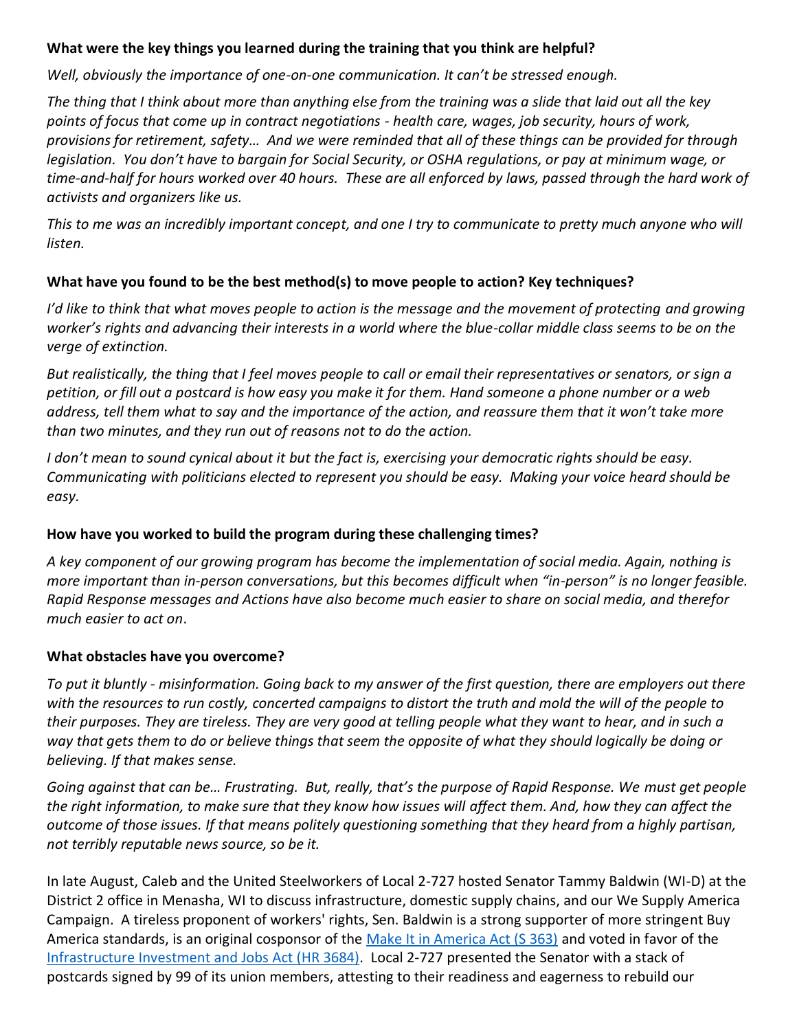**What were the key things you learned during the training that you think are helpful?**

*Well, obviously the importance of one-on-one communication. It can't be stressed enough.*

*The thing that I think about more than anything else from the training was a slide that laid out all the key points of focus that come up in contract negotiations - health care, wages, job security, hours of work, provisions for retirement, safety… And we were reminded that all of these things can be provided for through legislation. You don't have to bargain for Social Security, or OSHA regulations, or pay at minimum wage, or time-and-half for hours worked over 40 hours. These are all enforced by laws, passed through the hard work of activists and organizers like us.*

*This to me was an incredibly important concept, and one I try to communicate to pretty much anyone who will listen.*

**What have you found to be the best method(s) to move people to action? Key techniques?**

*I'd like to think that what moves people to action is the message and the movement of protecting and growing worker's rights and advancing their interests in a world where the blue-collar middle class seems to be on the verge of extinction.*

*But realistically, the thing that I feel moves people to call or email their representatives or senators, or sign a petition, or fill out a postcard is how easy you make it for them. Hand someone a phone number or a web address, tell them what to say and the importance of the action, and reassure them that it won't take more than two minutes, and they run out of reasons not to do the action.*

*I don't mean to sound cynical about it but the fact is, exercising your democratic rights should be easy. Communicating with politicians elected to represent you should be easy. Making your voice heard should be easy.*

**How have you worked to build the program during these challenging times?**

*A key component of our growing program has become the implementation of social media. Again, nothing is more important than in-person conversations, but this becomes difficult when "in-person" is no longer feasible. Rapid Response messages and Actions have also become much easier to share on social media, and therefor much easier to act on*.

**What obstacles have you overcome?**

*To put it bluntly - misinformation. Going back to my answer of the first question, there are employers out there with the resources to run costly, concerted campaigns to distort the truth and mold the will of the people to their purposes. They are tireless. They are very good at telling people what they want to hear, and in such a way that gets them to do or believe things that seem the opposite of what they should logically be doing or believing. If that makes sense.*

*Going against that can be… Frustrating. But, really, that's the purpose of Rapid Response. We must get people the right information, to make sure that they know how issues will affect them. And, how they can affect the outcome of those issues. If that means politely questioning something that they heard from a highly partisan, not terribly reputable news source, so be it.*

In late August, Caleb and the United Steelworkers of Local 2-727 hosted Senator Tammy Baldwin (WI-D) at the District 2 office in Menasha, WI to discuss infrastructure, domestic supply chains, and our We Supply America Campaign. A tireless proponent of workers' rights, Sen. Baldwin is a strong supporter of more stringent Buy America standards, is an original cosponsor of the Make It in America Act (S 363) and voted in favor of the Infrastructure Investment and Jobs Act (HR 3684). Local 2-727 presented the Senator with a stack of postcards signed by 99 of its union members, attesting to their readiness and eagerness to rebuild our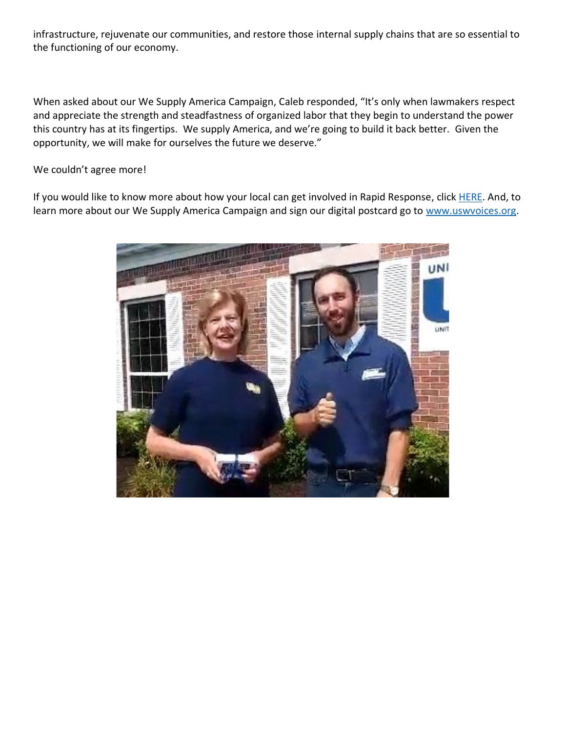infrastructure, rejuvenate our communities, and restore those internal supply chains that are so essential to the functioning of our economy.

When asked about our We Supply America Campaign, Caleb responded, "It's only when lawmakers respect and appreciate the strength and steadfastness of organized labor that they begin to understand the power this country has at its fingertips.  We supply America, and we're going to build it back better.  Given the opportunity, we will make for ourselves the future we deserve."

We couldn't agree more!

If you would like to know more about how your local can get involved in Rapid Response, click [HERE](). And, to learn more about our We Supply America Campaign and sign our digital postcard go to [www.uswvoices.org](http://www.uswvoices.org).